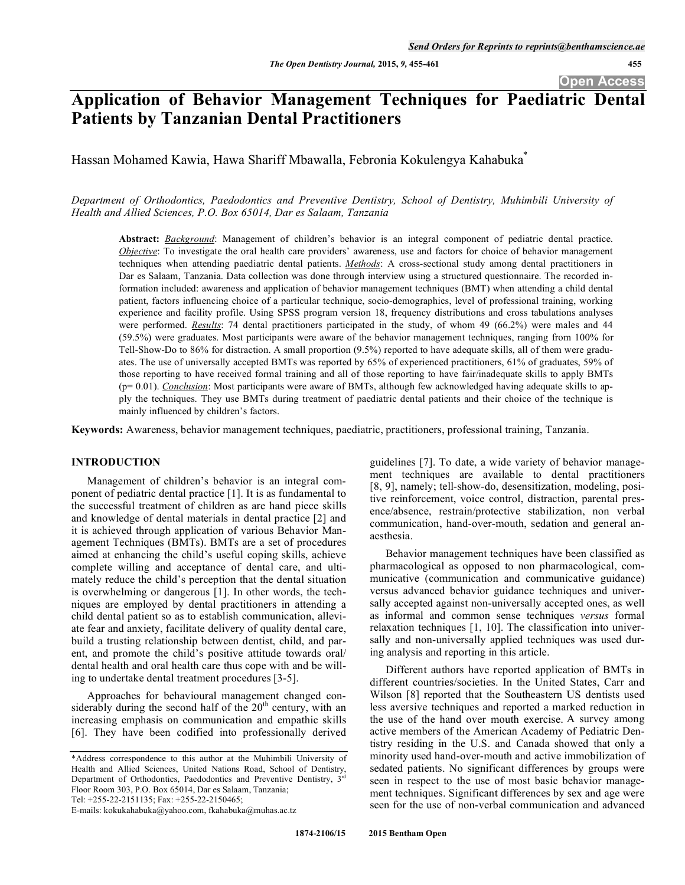# Application of Behavior Management Techniques for Paediatric Dental Patients by Tanzanian Dental Practitioners

Hassan Mohamed Kawia, Hawa Shariff Mbawalla, Febronia Kokulengya Kahabuka[*]

*Department of Orthodontics, Paedodontics and Preventive Dentistry, School of Dentistry, Muhimbili University of Health and Allied Sciences, P.O. Box 65014, Dar es Salaam, Tanzania*

**Abstract:** ***Background***: Management of children's behavior is an integral component of pediatric dental practice. ***Objective***: To investigate the oral health care providers' awareness, use and factors for choice of behavior management techniques when attending paediatric dental patients. ***Methods***: A cross-sectional study among dental practitioners in Dar es Salaam, Tanzania. Data collection was done through interview using a structured questionnaire. The recorded information included: awareness and application of behavior management techniques (BMT) when attending a child dental patient, factors influencing choice of a particular technique, socio-demographics, level of professional training, working experience and facility profile. Using SPSS program version 18, frequency distributions and cross tabulations analyses were performed. ***Results***: 74 dental practitioners participated in the study, of whom 49 (66.2%) were males and 44 (59.5%) were graduates. Most participants were aware of the behavior management techniques, ranging from 100% for Tell-Show-Do to 86% for distraction. A small proportion (9.5%) reported to have adequate skills, all of them were graduates. The use of universally accepted BMTs was reported by 65% of experienced practitioners, 61% of graduates, 59% of those reporting to have received formal training and all of those reporting to have fair/inadequate skills to apply BMTs (p= 0.01). ***Conclusion***: Most participants were aware of BMTs, although few acknowledged having adequate skills to apply the techniques. They use BMTs during treatment of paediatric dental patients and their choice of the technique is mainly influenced by children's factors.

**Keywords:** Awareness, behavior management techniques, paediatric, practitioners, professional training, Tanzania.

## INTRODUCTION

Management of children's behavior is an integral component of pediatric dental practice [1]. It is as fundamental to the successful treatment of children as are hand piece skills and knowledge of dental materials in dental practice [2] and it is achieved through application of various Behavior Management Techniques (BMTs). BMTs are a set of procedures aimed at enhancing the child's useful coping skills, achieve complete willing and acceptance of dental care, and ultimately reduce the child's perception that the dental situation is overwhelming or dangerous [1]. In other words, the techniques are employed by dental practitioners in attending a child dental patient so as to establish communication, alleviate fear and anxiety, facilitate delivery of quality dental care, build a trusting relationship between dentist, child, and parent, and promote the child's positive attitude towards oral/ dental health and oral health care thus cope with and be willing to undertake dental treatment procedures [3-5].

Approaches for behavioural management changed considerably during the second half of the 20th century, with an increasing emphasis on communication and empathic skills [6]. They have been codified into professionally derived guidelines [7]. To date, a wide variety of behavior management techniques are available to dental practitioners [8, 9], namely; tell-show-do, desensitization, modeling, positive reinforcement, voice control, distraction, parental presence/absence, restrain/protective stabilization, non verbal communication, hand-over-mouth, sedation and general anaesthesia.

Behavior management techniques have been classified as pharmacological as opposed to non pharmacological, communicative (communication and communicative guidance) versus advanced behavior guidance techniques and universally accepted against non-universally accepted ones, as well as informal and common sense techniques *versus* formal relaxation techniques [1, 10]. The classification into universally and non-universally applied techniques was used during analysis and reporting in this article.

Different authors have reported application of BMTs in different countries/societies. In the United States, Carr and Wilson [8] reported that the Southeastern US dentists used less aversive techniques and reported a marked reduction in the use of the hand over mouth exercise. A survey among active members of the American Academy of Pediatric Dentistry residing in the U.S. and Canada showed that only a minority used hand-over-mouth and active immobilization of sedated patients. No significant differences by groups were seen in respect to the use of most basic behavior management techniques. Significant differences by sex and age were seen for the use of non-verbal communication and advanced

*Address correspondence to this author at the Muhimbili University of Health and Allied Sciences, United Nations Road, School of Dentistry, Department of Orthodontics, Paedodontics and Preventive Dentistry, 3rd Floor Room 303, P.O. Box 65014, Dar es Salaam, Tanzania; Tel: +255-22-2151135; Fax: +255-22-2150465; E-mails: kokukahabuka@yahoo.com, fkahabuka@muhas.ac.tz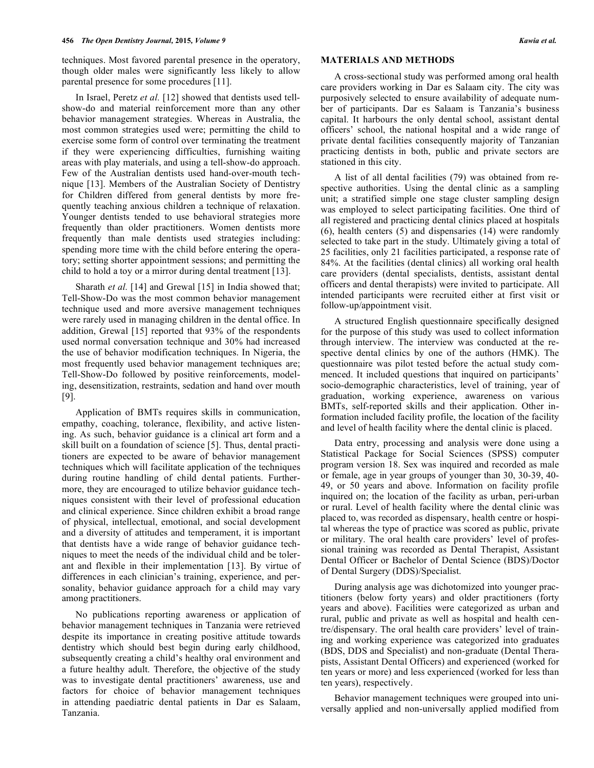techniques. Most favored parental presence in the operatory, though older males were significantly less likely to allow parental presence for some procedures [11].

In Israel, Peretz *et al.* [12] showed that dentists used tell-show-do and material reinforcement more than any other behavior management strategies. Whereas in Australia, the most common strategies used were; permitting the child to exercise some form of control over terminating the treatment if they were experiencing difficulties, furnishing waiting areas with play materials, and using a tell-show-do approach. Few of the Australian dentists used hand-over-mouth technique [13]. Members of the Australian Society of Dentistry for Children differed from general dentists by more frequently teaching anxious children a technique of relaxation. Younger dentists tended to use behavioral strategies more frequently than older practitioners. Women dentists more frequently than male dentists used strategies including: spending more time with the child before entering the operatory; setting shorter appointment sessions; and permitting the child to hold a toy or a mirror during dental treatment [13].

Sharath *et al.* [14] and Grewal [15] in India showed that; Tell-Show-Do was the most common behavior management technique used and more aversive management techniques were rarely used in managing children in the dental office. In addition, Grewal [15] reported that 93% of the respondents used normal conversation technique and 30% had increased the use of behavior modification techniques. In Nigeria, the most frequently used behavior management techniques are; Tell-Show-Do followed by positive reinforcements, modeling, desensitization, restraints, sedation and hand over mouth [9].

Application of BMTs requires skills in communication, empathy, coaching, tolerance, flexibility, and active listening. As such, behavior guidance is a clinical art form and a skill built on a foundation of science [5]. Thus, dental practitioners are expected to be aware of behavior management techniques which will facilitate application of the techniques during routine handling of child dental patients. Furthermore, they are encouraged to utilize behavior guidance techniques consistent with their level of professional education and clinical experience. Since children exhibit a broad range of physical, intellectual, emotional, and social development and a diversity of attitudes and temperament, it is important that dentists have a wide range of behavior guidance techniques to meet the needs of the individual child and be tolerant and flexible in their implementation [13]. By virtue of differences in each clinician's training, experience, and personality, behavior guidance approach for a child may vary among practitioners.

No publications reporting awareness or application of behavior management techniques in Tanzania were retrieved despite its importance in creating positive attitude towards dentistry which should best begin during early childhood, subsequently creating a child's healthy oral environment and a future healthy adult. Therefore, the objective of the study was to investigate dental practitioners' awareness, use and factors for choice of behavior management techniques in attending paediatric dental patients in Dar es Salaam, Tanzania.

## MATERIALS AND METHODS

A cross-sectional study was performed among oral health care providers working in Dar es Salaam city. The city was purposively selected to ensure availability of adequate number of participants. Dar es Salaam is Tanzania's business capital. It harbours the only dental school, assistant dental officers' school, the national hospital and a wide range of private dental facilities consequently majority of Tanzanian practicing dentists in both, public and private sectors are stationed in this city.

A list of all dental facilities (79) was obtained from respective authorities. Using the dental clinic as a sampling unit; a stratified simple one stage cluster sampling design was employed to select participating facilities. One third of all registered and practicing dental clinics placed at hospitals (6), health centers (5) and dispensaries (14) were randomly selected to take part in the study. Ultimately giving a total of 25 facilities, only 21 facilities participated, a response rate of 84%. At the facilities (dental clinics) all working oral health care providers (dental specialists, dentists, assistant dental officers and dental therapists) were invited to participate. All intended participants were recruited either at first visit or follow-up/appointment visit.

A structured English questionnaire specifically designed for the purpose of this study was used to collect information through interview. The interview was conducted at the respective dental clinics by one of the authors (HMK). The questionnaire was pilot tested before the actual study commenced. It included questions that inquired on participants' socio-demographic characteristics, level of training, year of graduation, working experience, awareness on various BMTs, self-reported skills and their application. Other information included facility profile, the location of the facility and level of health facility where the dental clinic is placed.

Data entry, processing and analysis were done using a Statistical Package for Social Sciences (SPSS) computer program version 18. Sex was inquired and recorded as male or female, age in year groups of younger than 30, 30-39, 40-49, or 50 years and above. Information on facility profile inquired on; the location of the facility as urban, peri-urban or rural. Level of health facility where the dental clinic was placed to, was recorded as dispensary, health centre or hospital whereas the type of practice was scored as public, private or military. The oral health care providers' level of professional training was recorded as Dental Therapist, Assistant Dental Officer or Bachelor of Dental Science (BDS)/Doctor of Dental Surgery (DDS)/Specialist.

During analysis age was dichotomized into younger practitioners (below forty years) and older practitioners (forty years and above). Facilities were categorized as urban and rural, public and private as well as hospital and health centre/dispensary. The oral health care providers' level of training and working experience was categorized into graduates (BDS, DDS and Specialist) and non-graduate (Dental Therapists, Assistant Dental Officers) and experienced (worked for ten years or more) and less experienced (worked for less than ten years), respectively.

Behavior management techniques were grouped into universally applied and non-universally applied modified from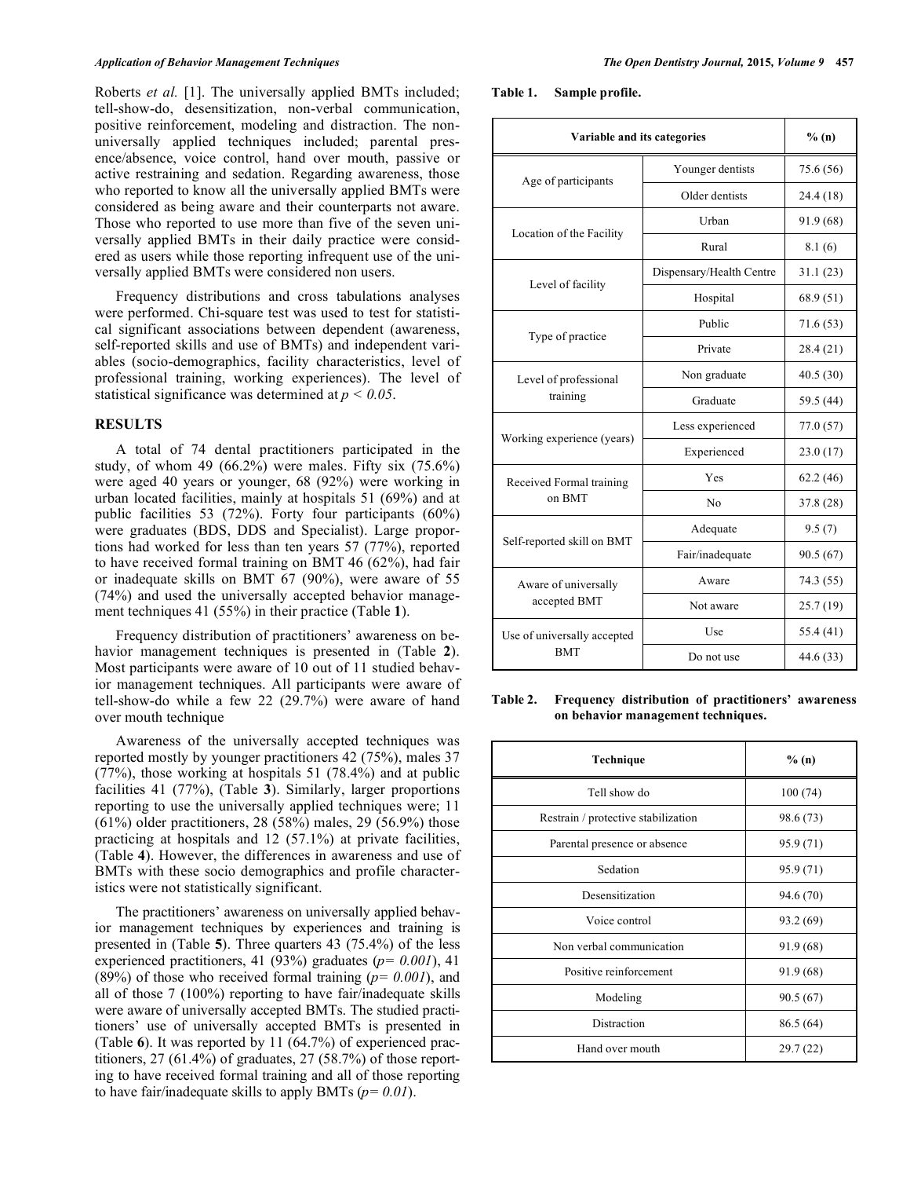Roberts *et al.* [1]. The universally applied BMTs included; tell-show-do, desensitization, non-verbal communication, positive reinforcement, modeling and distraction. The non-universally applied techniques included; parental presence/absence, voice control, hand over mouth, passive or active restraining and sedation. Regarding awareness, those who reported to know all the universally applied BMTs were considered as being aware and their counterparts not aware. Those who reported to use more than five of the seven universally applied BMTs in their daily practice were considered as users while those reporting infrequent use of the universally applied BMTs were considered non users.

Frequency distributions and cross tabulations analyses were performed. Chi-square test was used to test for statistical significant associations between dependent (awareness, self-reported skills and use of BMTs) and independent variables (socio-demographics, facility characteristics, level of professional training, working experiences). The level of statistical significance was determined at $p < 0.05$.

## RESULTS

A total of 74 dental practitioners participated in the study, of whom 49 (66.2%) were males. Fifty six (75.6%) were aged 40 years or younger, 68 (92%) were working in urban located facilities, mainly at hospitals 51 (69%) and at public facilities 53 (72%). Forty four participants (60%) were graduates (BDS, DDS and Specialist). Large proportions had worked for less than ten years 57 (77%), reported to have received formal training on BMT 46 (62%), had fair or inadequate skills on BMT 67 (90%), were aware of 55 (74%) and used the universally accepted behavior management techniques 41 (55%) in their practice (Table **1**).

Frequency distribution of practitioners' awareness on behavior management techniques is presented in (Table **2**). Most participants were aware of 10 out of 11 studied behavior management techniques. All participants were aware of tell-show-do while a few 22 (29.7%) were aware of hand over mouth technique

Awareness of the universally accepted techniques was reported mostly by younger practitioners 42 (75%), males 37 (77%), those working at hospitals 51 (78.4%) and at public facilities 41 (77%), (Table **3**). Similarly, larger proportions reporting to use the universally applied techniques were; 11 (61%) older practitioners, 28 (58%) males, 29 (56.9%) those practicing at hospitals and 12 (57.1%) at private facilities, (Table **4**). However, the differences in awareness and use of BMTs with these socio demographics and profile characteristics were not statistically significant.

The practitioners' awareness on universally applied behavior management techniques by experiences and training is presented in (Table **5**). Three quarters 43 (75.4%) of the less experienced practitioners, 41 (93%) graduates ($p = 0.001$), 41 (89%) of those who received formal training ($p = 0.001$), and all of those 7 (100%) reporting to have fair/inadequate skills were aware of universally accepted BMTs. The studied practitioners' use of universally accepted BMTs is presented in (Table **6**). It was reported by 11 (64.7%) of experienced practitioners, 27 (61.4%) of graduates, 27 (58.7%) of those reporting to have received formal training and all of those reporting to have fair/inadequate skills to apply BMTs ($p = 0.01$).

**Table 1. Sample profile.**

| Variable and its categories | | % (n) |
|---|---|---|
| Age of participants | Younger dentists | 75.6 (56) |
| | Older dentists | 24.4 (18) |
| Location of the Facility | Urban | 91.9 (68) |
| | Rural | 8.1 (6) |
| Level of facility | Dispensary/Health Centre | 31.1 (23) |
| | Hospital | 68.9 (51) |
| Type of practice | Public | 71.6 (53) |
| | Private | 28.4 (21) |
| Level of professional training | Non graduate | 40.5 (30) |
| | Graduate | 59.5 (44) |
| Working experience (years) | Less experienced | 77.0 (57) |
| | Experienced | 23.0 (17) |
| Received Formal training on BMT | Yes | 62.2 (46) |
| | No | 37.8 (28) |
| Self-reported skill on BMT | Adequate | 9.5 (7) |
| | Fair/inadequate | 90.5 (67) |
| Aware of universally accepted BMT | Aware | 74.3 (55) |
| | Not aware | 25.7 (19) |
| Use of universally accepted BMT | Use | 55.4 (41) |
| | Do not use | 44.6 (33) |

**Table 2. Frequency distribution of practitioners' awareness on behavior management techniques.**

| Technique | % (n) |
|---|---|
| Tell show do | 100 (74) |
| Restrain / protective stabilization | 98.6 (73) |
| Parental presence or absence | 95.9 (71) |
| Sedation | 95.9 (71) |
| Desensitization | 94.6 (70) |
| Voice control | 93.2 (69) |
| Non verbal communication | 91.9 (68) |
| Positive reinforcement | 91.9 (68) |
| Modeling | 90.5 (67) |
| Distraction | 86.5 (64) |
| Hand over mouth | 29.7 (22) |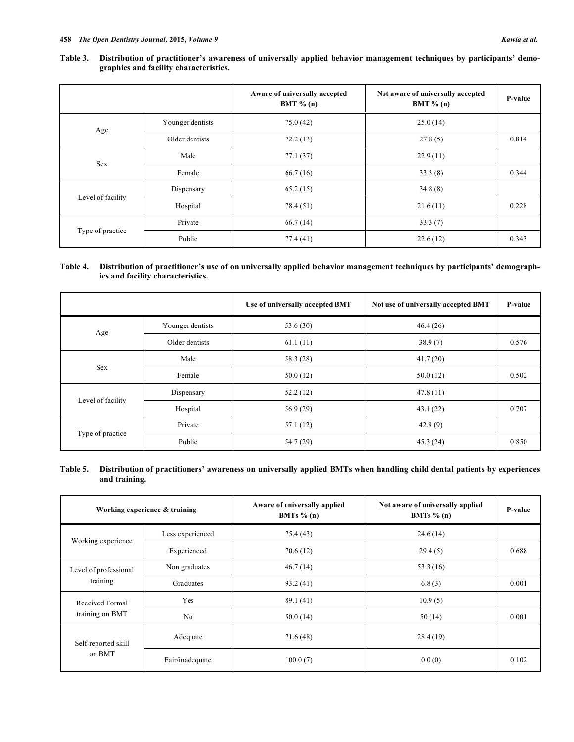**Table 3. Distribution of practitioner's awareness of universally applied behavior management techniques by participants' demographics and facility characteristics.**

| | | Aware of universally accepted BMT % (n) | Not aware of universally accepted BMT % (n) | P-value |
|---|---|---|---|---|
| Age | Younger dentists | 75.0 (42) | 25.0 (14) | |
| | Older dentists | 72.2 (13) | 27.8 (5) | 0.814 |
| Sex | Male | 77.1 (37) | 22.9 (11) | |
| | Female | 66.7 (16) | 33.3 (8) | 0.344 |
| Level of facility | Dispensary | 65.2 (15) | 34.8 (8) | |
| | Hospital | 78.4 (51) | 21.6 (11) | 0.228 |
| Type of practice | Private | 66.7 (14) | 33.3 (7) | |
| | Public | 77.4 (41) | 22.6 (12) | 0.343 |

**Table 4. Distribution of practitioner's use of on universally applied behavior management techniques by participants' demographics and facility characteristics.**

| | | Use of universally accepted BMT | Not use of universally accepted BMT | P-value |
|---|---|---|---|---|
| Age | Younger dentists | 53.6 (30) | 46.4 (26) | |
| | Older dentists | 61.1 (11) | 38.9 (7) | 0.576 |
| Sex | Male | 58.3 (28) | 41.7 (20) | |
| | Female | 50.0 (12) | 50.0 (12) | 0.502 |
| Level of facility | Dispensary | 52.2 (12) | 47.8 (11) | |
| | Hospital | 56.9 (29) | 43.1 (22) | 0.707 |
| Type of practice | Private | 57.1 (12) | 42.9 (9) | |
| | Public | 54.7 (29) | 45.3 (24) | 0.850 |

**Table 5. Distribution of practitioners' awareness on universally applied BMTs when handling child dental patients by experiences and training.**

| Working experience & training | | Aware of universally applied BMTs % (n) | Not aware of universally applied BMTs % (n) | P-value |
|---|---|---|---|---|
| Working experience | Less experienced | 75.4 (43) | 24.6 (14) | |
| | Experienced | 70.6 (12) | 29.4 (5) | 0.688 |
| Level of professional training | Non graduates | 46.7 (14) | 53.3 (16) | |
| | Graduates | 93.2 (41) | 6.8 (3) | 0.001 |
| Received Formal training on BMT | Yes | 89.1 (41) | 10.9 (5) | |
| | No | 50.0 (14) | 50 (14) | 0.001 |
| Self-reported skill on BMT | Adequate | 71.6 (48) | 28.4 (19) | |
| | Fair/inadequate | 100.0 (7) | 0.0 (0) | 0.102 |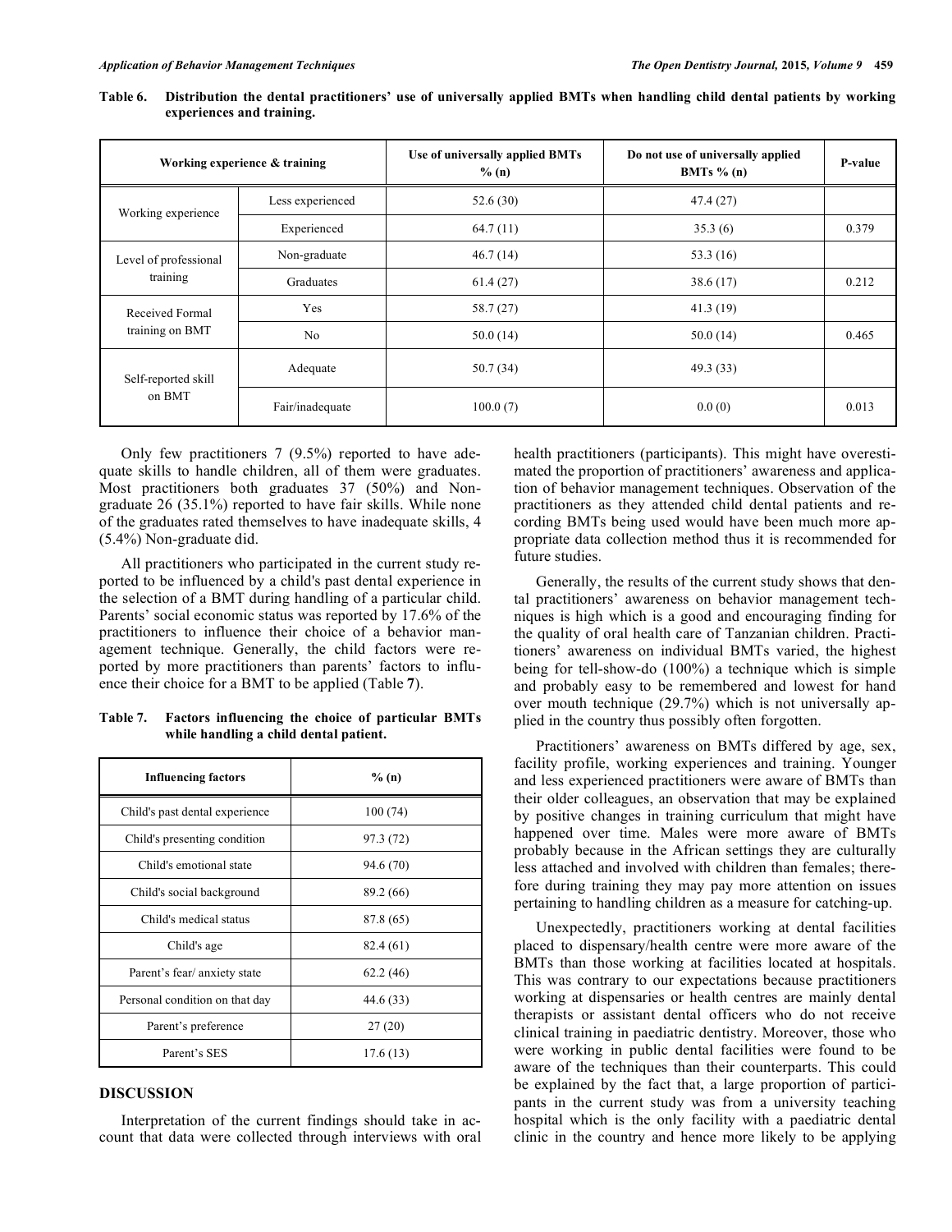**Table 6. Distribution the dental practitioners' use of universally applied BMTs when handling child dental patients by working experiences and training.**

| Working experience & training | | Use of universally applied BMTs % (n) | Do not use of universally applied BMTs % (n) | P-value |
|---|---|---|---|---|
| Working experience | Less experienced | 52.6 (30) | 47.4 (27) | |
| | Experienced | 64.7 (11) | 35.3 (6) | 0.379 |
| Level of professional training | Non-graduate | 46.7 (14) | 53.3 (16) | |
| | Graduates | 61.4 (27) | 38.6 (17) | 0.212 |
| Received Formal training on BMT | Yes | 58.7 (27) | 41.3 (19) | |
| | No | 50.0 (14) | 50.0 (14) | 0.465 |
| Self-reported skill on BMT | Adequate | 50.7 (34) | 49.3 (33) | |
| | Fair/inadequate | 100.0 (7) | 0.0 (0) | 0.013 |

Only few practitioners 7 (9.5%) reported to have adequate skills to handle children, all of them were graduates. Most practitioners both graduates 37 (50%) and Non-graduate 26 (35.1%) reported to have fair skills. While none of the graduates rated themselves to have inadequate skills, 4 (5.4%) Non-graduate did.

All practitioners who participated in the current study reported to be influenced by a child's past dental experience in the selection of a BMT during handling of a particular child. Parents' social economic status was reported by 17.6% of the practitioners to influence their choice of a behavior management technique. Generally, the child factors were reported by more practitioners than parents' factors to influence their choice for a BMT to be applied (Table **7**).

**Table 7. Factors influencing the choice of particular BMTs while handling a child dental patient.**

| Influencing factors | % (n) |
|---|---|
| Child's past dental experience | 100 (74) |
| Child's presenting condition | 97.3 (72) |
| Child's emotional state | 94.6 (70) |
| Child's social background | 89.2 (66) |
| Child's medical status | 87.8 (65) |
| Child's age | 82.4 (61) |
| Parent's fear/ anxiety state | 62.2 (46) |
| Personal condition on that day | 44.6 (33) |
| Parent's preference | 27 (20) |
| Parent's SES | 17.6 (13) |

## DISCUSSION

Interpretation of the current findings should take in account that data were collected through interviews with oral health practitioners (participants). This might have overestimated the proportion of practitioners' awareness and application of behavior management techniques. Observation of the practitioners as they attended child dental patients and recording BMTs being used would have been much more appropriate data collection method thus it is recommended for future studies.

Generally, the results of the current study shows that dental practitioners' awareness on behavior management techniques is high which is a good and encouraging finding for the quality of oral health care of Tanzanian children. Practitioners' awareness on individual BMTs varied, the highest being for tell-show-do (100%) a technique which is simple and probably easy to be remembered and lowest for hand over mouth technique (29.7%) which is not universally applied in the country thus possibly often forgotten.

Practitioners' awareness on BMTs differed by age, sex, facility profile, working experiences and training. Younger and less experienced practitioners were aware of BMTs than their older colleagues, an observation that may be explained by positive changes in training curriculum that might have happened over time. Males were more aware of BMTs probably because in the African settings they are culturally less attached and involved with children than females; therefore during training they may pay more attention on issues pertaining to handling children as a measure for catching-up.

Unexpectedly, practitioners working at dental facilities placed to dispensary/health centre were more aware of the BMTs than those working at facilities located at hospitals. This was contrary to our expectations because practitioners working at dispensaries or health centres are mainly dental therapists or assistant dental officers who do not receive clinical training in paediatric dentistry. Moreover, those who were working in public dental facilities were found to be aware of the techniques than their counterparts. This could be explained by the fact that, a large proportion of participants in the current study was from a university teaching hospital which is the only facility with a paediatric dental clinic in the country and hence more likely to be applying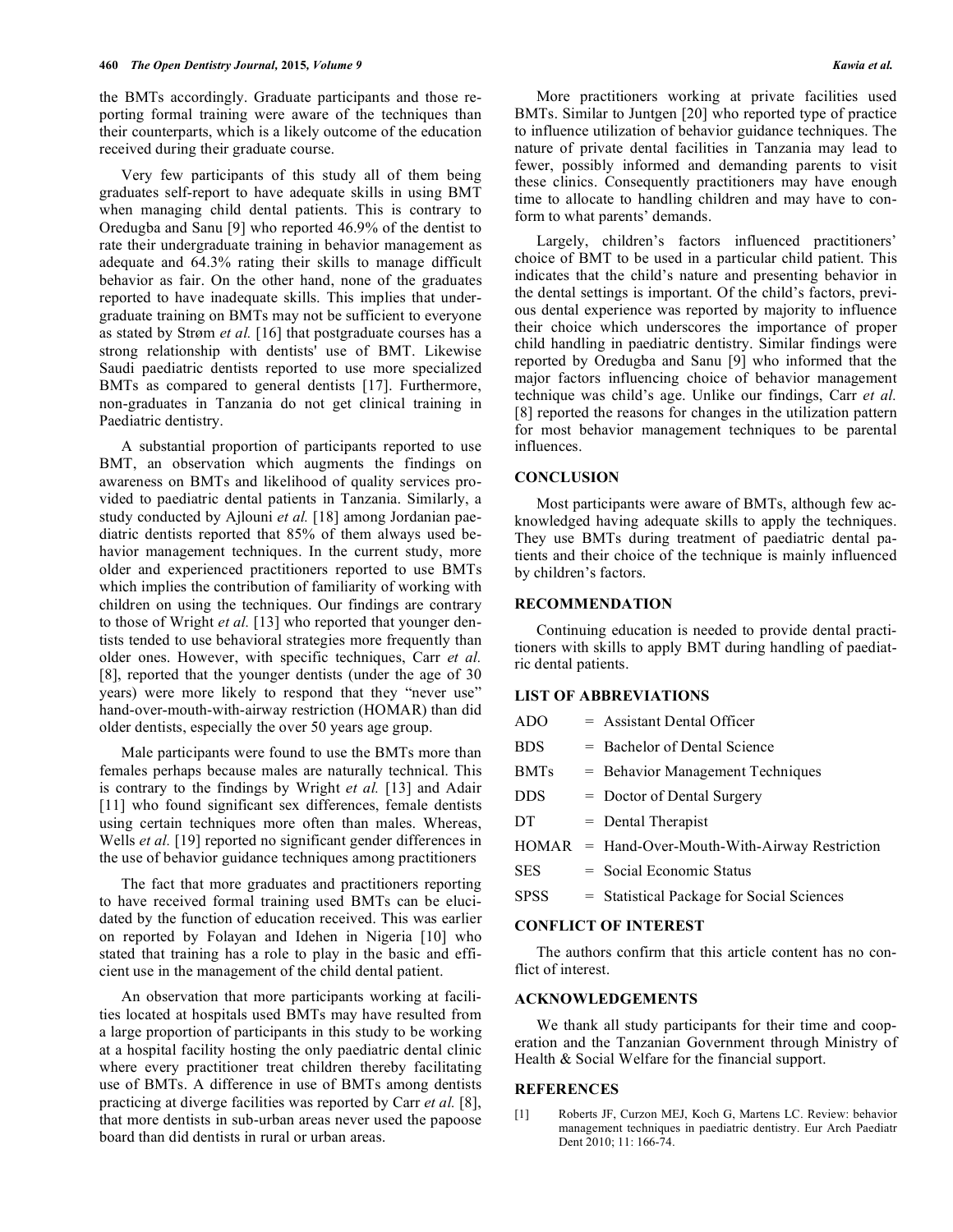the BMTs accordingly. Graduate participants and those reporting formal training were aware of the techniques than their counterparts, which is a likely outcome of the education received during their graduate course.

Very few participants of this study all of them being graduates self-report to have adequate skills in using BMT when managing child dental patients. This is contrary to Oredugba and Sanu [9] who reported 46.9% of the dentist to rate their undergraduate training in behavior management as adequate and 64.3% rating their skills to manage difficult behavior as fair. On the other hand, none of the graduates reported to have inadequate skills. This implies that undergraduate training on BMTs may not be sufficient to everyone as stated by Strøm *et al.* [16] that postgraduate courses has a strong relationship with dentists' use of BMT. Likewise Saudi paediatric dentists reported to use more specialized BMTs as compared to general dentists [17]. Furthermore, non-graduates in Tanzania do not get clinical training in Paediatric dentistry.

A substantial proportion of participants reported to use BMT, an observation which augments the findings on awareness on BMTs and likelihood of quality services provided to paediatric dental patients in Tanzania. Similarly, a study conducted by Ajlouni *et al.* [18] among Jordanian paediatric dentists reported that 85% of them always used behavior management techniques. In the current study, more older and experienced practitioners reported to use BMTs which implies the contribution of familiarity of working with children on using the techniques. Our findings are contrary to those of Wright *et al.* [13] who reported that younger dentists tended to use behavioral strategies more frequently than older ones. However, with specific techniques, Carr *et al.* [8], reported that the younger dentists (under the age of 30 years) were more likely to respond that they "never use" hand-over-mouth-with-airway restriction (HOMAR) than did older dentists, especially the over 50 years age group.

Male participants were found to use the BMTs more than females perhaps because males are naturally technical. This is contrary to the findings by Wright *et al.* [13] and Adair [11] who found significant sex differences, female dentists using certain techniques more often than males. Whereas, Wells *et al.* [19] reported no significant gender differences in the use of behavior guidance techniques among practitioners

The fact that more graduates and practitioners reporting to have received formal training used BMTs can be elucidated by the function of education received. This was earlier on reported by Folayan and Idehen in Nigeria [10] who stated that training has a role to play in the basic and efficient use in the management of the child dental patient.

An observation that more participants working at facilities located at hospitals used BMTs may have resulted from a large proportion of participants in this study to be working at a hospital facility hosting the only paediatric dental clinic where every practitioner treat children thereby facilitating use of BMTs. A difference in use of BMTs among dentists practicing at diverge facilities was reported by Carr *et al.* [8], that more dentists in sub-urban areas never used the papoose board than did dentists in rural or urban areas.

More practitioners working at private facilities used BMTs. Similar to Juntgen [20] who reported type of practice to influence utilization of behavior guidance techniques. The nature of private dental facilities in Tanzania may lead to fewer, possibly informed and demanding parents to visit these clinics. Consequently practitioners may have enough time to allocate to handling children and may have to conform to what parents' demands.

Largely, children's factors influenced practitioners' choice of BMT to be used in a particular child patient. This indicates that the child's nature and presenting behavior in the dental settings is important. Of the child's factors, previous dental experience was reported by majority to influence their choice which underscores the importance of proper child handling in paediatric dentistry. Similar findings were reported by Oredugba and Sanu [9] who informed that the major factors influencing choice of behavior management technique was child's age. Unlike our findings, Carr *et al.* [8] reported the reasons for changes in the utilization pattern for most behavior management techniques to be parental influences.

## CONCLUSION

Most participants were aware of BMTs, although few acknowledged having adequate skills to apply the techniques. They use BMTs during treatment of paediatric dental patients and their choice of the technique is mainly influenced by children's factors.

## RECOMMENDATION

Continuing education is needed to provide dental practitioners with skills to apply BMT during handling of paediatric dental patients.

## LIST OF ABBREVIATIONS

| | | |
|---|---|---|
| ADO | = | Assistant Dental Officer |
| BDS | = | Bachelor of Dental Science |
| BMTs | = | Behavior Management Techniques |
| DDS | = | Doctor of Dental Surgery |
| DT | = | Dental Therapist |
| HOMAR | = | Hand-Over-Mouth-With-Airway Restriction |
| SES | = | Social Economic Status |
| SPSS | = | Statistical Package for Social Sciences |

## CONFLICT OF INTEREST

The authors confirm that this article content has no conflict of interest.

## ACKNOWLEDGEMENTS

We thank all study participants for their time and cooperation and the Tanzanian Government through Ministry of Health & Social Welfare for the financial support.

## REFERENCES

[1] Roberts JF, Curzon MEJ, Koch G, Martens LC. Review: behavior management techniques in paediatric dentistry. Eur Arch Paediatr Dent 2010; 11: 166-74.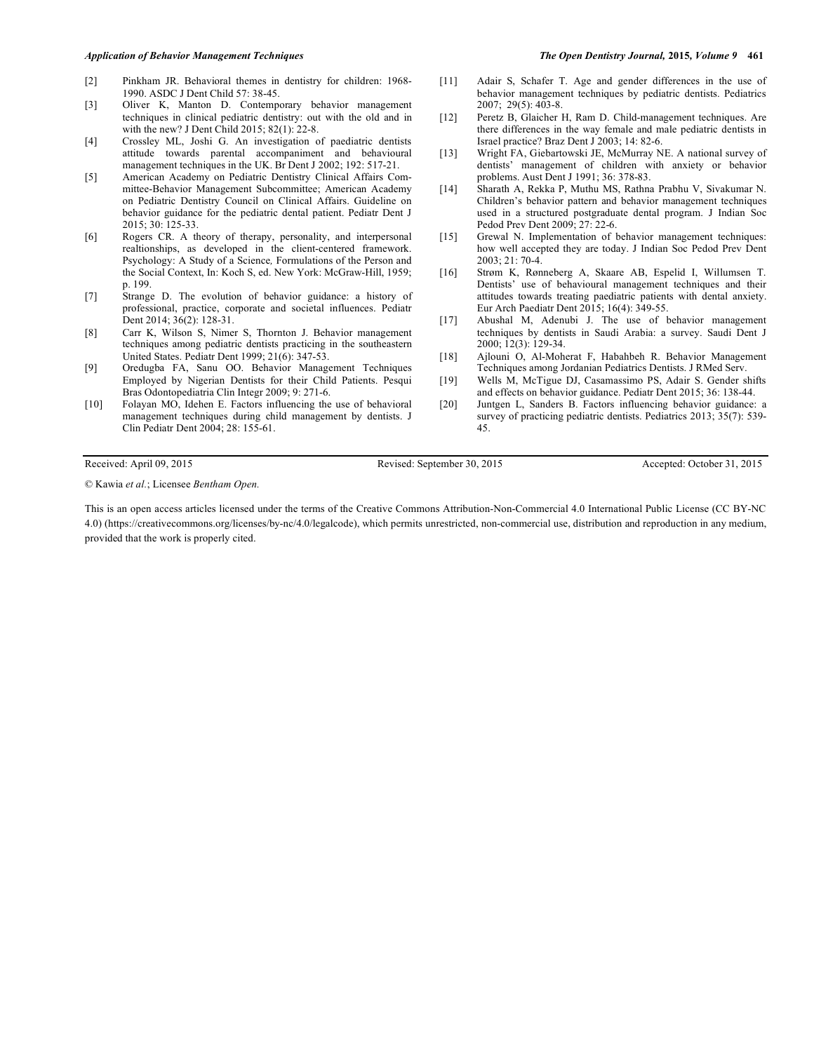[2] Pinkham JR. Behavioral themes in dentistry for children: 1968-1990. ASDC J Dent Child 57: 38-45.

[3] Oliver K, Manton D. Contemporary behavior management techniques in clinical pediatric dentistry: out with the old and in with the new? J Dent Child 2015; 82(1): 22-8.

[4] Crossley ML, Joshi G. An investigation of paediatric dentists attitude towards parental accompaniment and behavioural management techniques in the UK. Br Dent J 2002; 192: 517-21.

[5] American Academy on Pediatric Dentistry Clinical Affairs Committee-Behavior Management Subcommittee; American Academy on Pediatric Dentistry Council on Clinical Affairs. Guideline on behavior guidance for the pediatric dental patient. Pediatr Dent J 2015; 30: 125-33.

[6] Rogers CR. A theory of therapy, personality, and interpersonal realtionships, as developed in the client-centered framework. Psychology: A Study of a Science*,* Formulations of the Person and the Social Context, In: Koch S, ed. New York: McGraw-Hill, 1959; p. 199.

[7] Strange D. The evolution of behavior guidance: a history of professional, practice, corporate and societal influences. Pediatr Dent 2014; 36(2): 128-31.

[8] Carr K, Wilson S, Nimer S, Thornton J. Behavior management techniques among pediatric dentists practicing in the southeastern United States. Pediatr Dent 1999; 21(6): 347-53.

[9] Oredugba FA, Sanu OO. Behavior Management Techniques Employed by Nigerian Dentists for their Child Patients. Pesqui Bras Odontopediatria Clin Integr 2009; 9: 271-6.

[10] Folayan MO, Idehen E. Factors influencing the use of behavioral management techniques during child management by dentists. J Clin Pediatr Dent 2004; 28: 155-61.

[11] Adair S, Schafer T. Age and gender differences in the use of behavior management techniques by pediatric dentists. Pediatrics 2007; 29(5): 403-8.

[12] Peretz B, Glaicher H, Ram D. Child-management techniques. Are there differences in the way female and male pediatric dentists in Israel practice? Braz Dent J 2003; 14: 82-6.

[13] Wright FA, Giebartowski JE, McMurray NE. A national survey of dentists' management of children with anxiety or behavior problems. Aust Dent J 1991; 36: 378-83.

[14] Sharath A, Rekka P, Muthu MS, Rathna Prabhu V, Sivakumar N. Children's behavior pattern and behavior management techniques used in a structured postgraduate dental program. J Indian Soc Pedod Prev Dent 2009; 27: 22-6.

[15] Grewal N. Implementation of behavior management techniques: how well accepted they are today. J Indian Soc Pedod Prev Dent 2003; 21: 70-4.

[16] Strøm K, Rønneberg A, Skaare AB, Espelid I, Willumsen T. Dentists' use of behavioural management techniques and their attitudes towards treating paediatric patients with dental anxiety. Eur Arch Paediatr Dent 2015; 16(4): 349-55.

[17] Abushal M, Adenubi J. The use of behavior management techniques by dentists in Saudi Arabia: a survey. Saudi Dent J 2000; 12(3): 129-34.

[18] Ajlouni O, Al-Moherat F, Habahbeh R. Behavior Management Techniques among Jordanian Pediatrics Dentists. J RMed Serv.

[19] Wells M, McTigue DJ, Casamassimo PS, Adair S. Gender shifts and effects on behavior guidance. Pediatr Dent 2015; 36: 138-44.

[20] Juntgen L, Sanders B. Factors influencing behavior guidance: a survey of practicing pediatric dentists. Pediatrics 2013; 35(7): 539-45.

Received: April 09, 2015 Revised: September 30, 2015 Accepted: October 31, 2015

© Kawia *et al.*; Licensee *Bentham Open.*

This is an open access articles licensed under the terms of the Creative Commons Attribution-Non-Commercial 4.0 International Public License (CC BY-NC 4.0) (https://creativecommons.org/licenses/by-nc/4.0/legalcode), which permits unrestricted, non-commercial use, distribution and reproduction in any medium, provided that the work is properly cited.